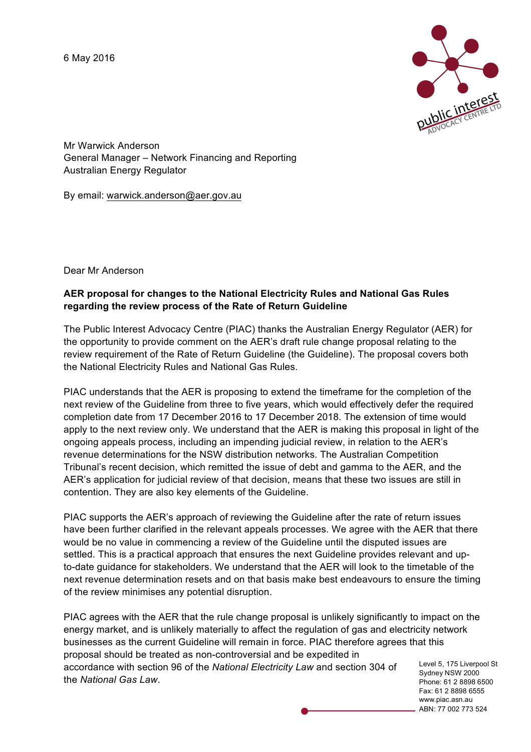6 May 2016

Mr Warwick Anderson
General Manager – Network Financing and Reporting
Australian Energy Regulator

By email: warwick.anderson@aer.gov.au

Dear Mr Anderson

**AER proposal for changes to the National Electricity Rules and National Gas Rules regarding the review process of the Rate of Return Guideline**

The Public Interest Advocacy Centre (PIAC) thanks the Australian Energy Regulator (AER) for the opportunity to provide comment on the AER's draft rule change proposal relating to the review requirement of the Rate of Return Guideline (the Guideline). The proposal covers both the National Electricity Rules and National Gas Rules.

PIAC understands that the AER is proposing to extend the timeframe for the completion of the next review of the Guideline from three to five years, which would effectively defer the required completion date from 17 December 2016 to 17 December 2018. The extension of time would apply to the next review only. We understand that the AER is making this proposal in light of the ongoing appeals process, including an impending judicial review, in relation to the AER's revenue determinations for the NSW distribution networks. The Australian Competition Tribunal's recent decision, which remitted the issue of debt and gamma to the AER, and the AER's application for judicial review of that decision, means that these two issues are still in contention. They are also key elements of the Guideline.

PIAC supports the AER's approach of reviewing the Guideline after the rate of return issues have been further clarified in the relevant appeals processes. We agree with the AER that there would be no value in commencing a review of the Guideline until the disputed issues are settled. This is a practical approach that ensures the next Guideline provides relevant and up-to-date guidance for stakeholders. We understand that the AER will look to the timetable of the next revenue determination resets and on that basis make best endeavours to ensure the timing of the review minimises any potential disruption.

PIAC agrees with the AER that the rule change proposal is unlikely significantly to impact on the energy market, and is unlikely materially to affect the regulation of gas and electricity network businesses as the current Guideline will remain in force. PIAC therefore agrees that this proposal should be treated as non-controversial and be expedited in accordance with section 96 of the *National Electricity Law* and section 304 of the *National Gas Law*.

Level 5, 175 Liverpool St
Sydney NSW 2000
Phone: 61 2 8898 6500
Fax: 61 2 8898 6555
www.piac.asn.au
ABN: 77 002 773 524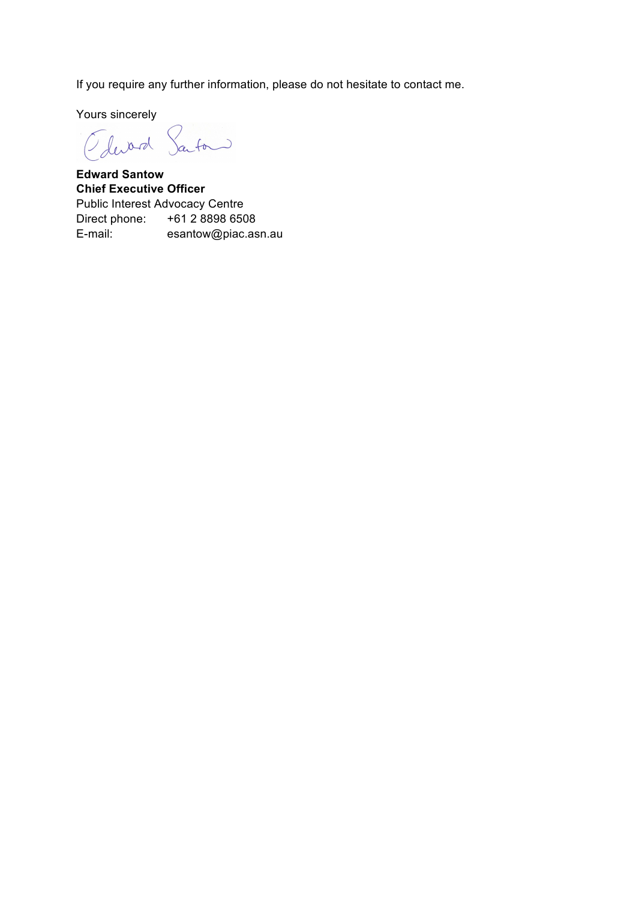If you require any further information, please do not hesitate to contact me.

Yours sincerely

**Edward Santow**
**Chief Executive Officer**
Public Interest Advocacy Centre
Direct phone: +61 2 8898 6508
E-mail: esantow@piac.asn.au